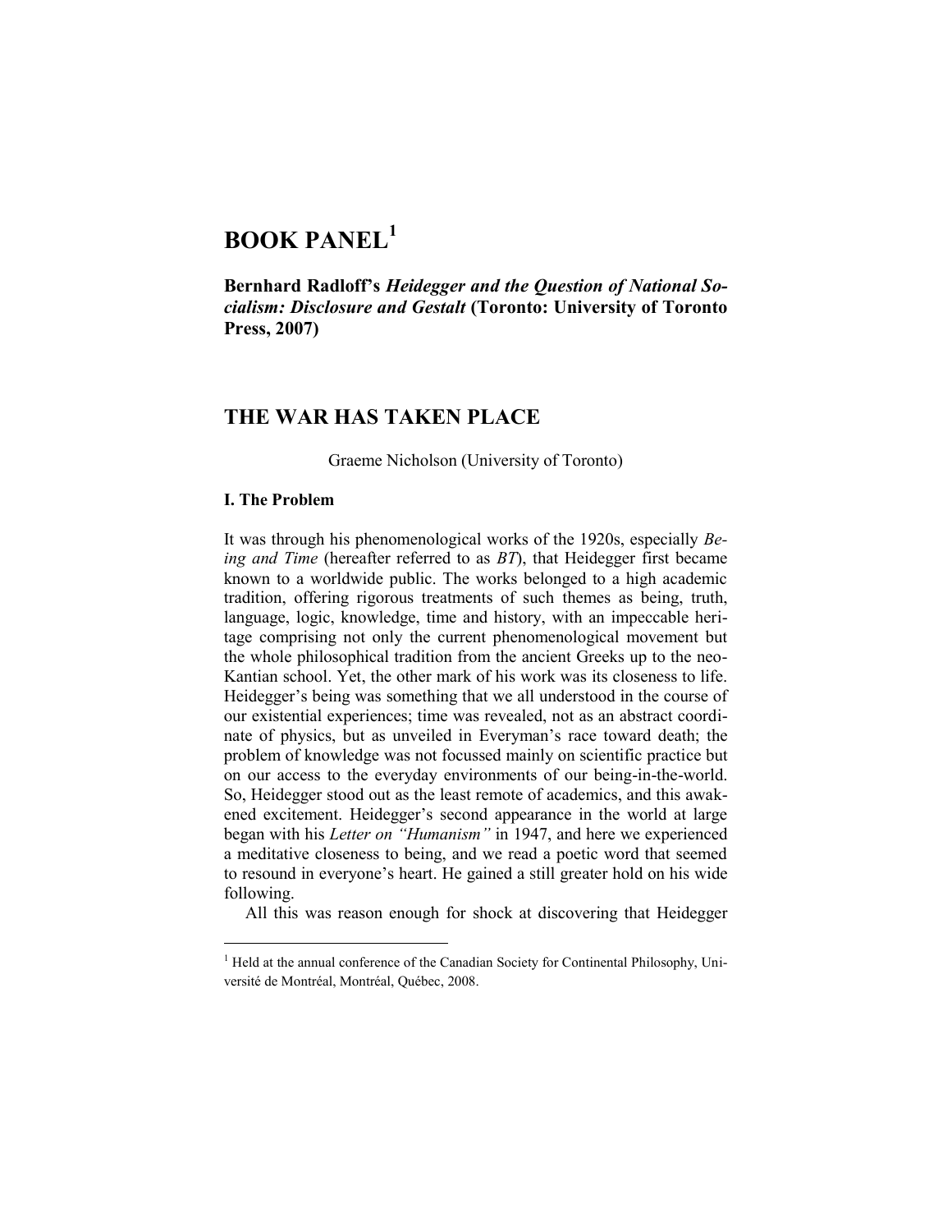# BOOK PANEL[1]

**Bernhard Radloff's *Heidegger and the Question of National Socialism: Disclosure and Gestalt* (Toronto: University of Toronto Press, 2007)**

## THE WAR HAS TAKEN PLACE

Graeme Nicholson (University of Toronto)

### I. The Problem

It was through his phenomenological works of the 1920s, especially *Being and Time* (hereafter referred to as *BT*), that Heidegger first became known to a worldwide public. The works belonged to a high academic tradition, offering rigorous treatments of such themes as being, truth, language, logic, knowledge, time and history, with an impeccable heritage comprising not only the current phenomenological movement but the whole philosophical tradition from the ancient Greeks up to the neo-Kantian school. Yet, the other mark of his work was its closeness to life. Heidegger's being was something that we all understood in the course of our existential experiences; time was revealed, not as an abstract coordinate of physics, but as unveiled in Everyman's race toward death; the problem of knowledge was not focussed mainly on scientific practice but on our access to the everyday environments of our being-in-the-world. So, Heidegger stood out as the least remote of academics, and this awakened excitement. Heidegger's second appearance in the world at large began with his *Letter on "Humanism"* in 1947, and here we experienced a meditative closeness to being, and we read a poetic word that seemed to resound in everyone's heart. He gained a still greater hold on his wide following.

All this was reason enough for shock at discovering that Heidegger

[1] Held at the annual conference of the Canadian Society for Continental Philosophy, Université de Montréal, Montréal, Québec, 2008.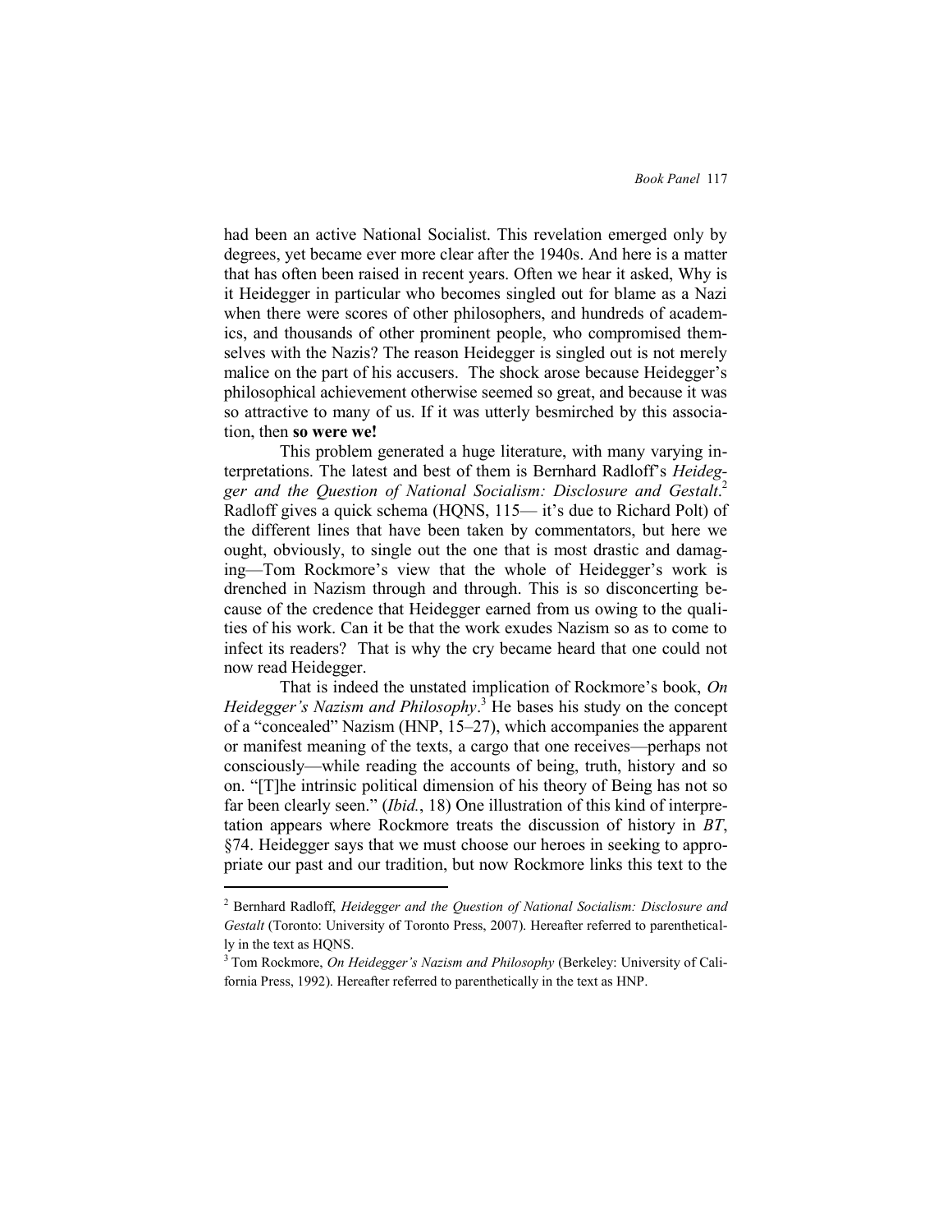had been an active National Socialist. This revelation emerged only by degrees, yet became ever more clear after the 1940s. And here is a matter that has often been raised in recent years. Often we hear it asked, Why is it Heidegger in particular who becomes singled out for blame as a Nazi when there were scores of other philosophers, and hundreds of academics, and thousands of other prominent people, who compromised themselves with the Nazis? The reason Heidegger is singled out is not merely malice on the part of his accusers. The shock arose because Heidegger's philosophical achievement otherwise seemed so great, and because it was so attractive to many of us. If it was utterly besmirched by this association, then **so were we!**

This problem generated a huge literature, with many varying interpretations. The latest and best of them is Bernhard Radloff's *Heidegger and the Question of National Socialism: Disclosure and Gestalt*.[2] Radloff gives a quick schema (HQNS, 115— it's due to Richard Polt) of the different lines that have been taken by commentators, but here we ought, obviously, to single out the one that is most drastic and damaging—Tom Rockmore's view that the whole of Heidegger's work is drenched in Nazism through and through. This is so disconcerting because of the credence that Heidegger earned from us owing to the qualities of his work. Can it be that the work exudes Nazism so as to come to infect its readers? That is why the cry became heard that one could not now read Heidegger.

That is indeed the unstated implication of Rockmore's book, *On Heidegger's Nazism and Philosophy*.[3] He bases his study on the concept of a "concealed" Nazism (HNP, 15–27), which accompanies the apparent or manifest meaning of the texts, a cargo that one receives—perhaps not consciously—while reading the accounts of being, truth, history and so on. "[T]he intrinsic political dimension of his theory of Being has not so far been clearly seen." (*Ibid.*, 18) One illustration of this kind of interpretation appears where Rockmore treats the discussion of history in *BT*, §74. Heidegger says that we must choose our heroes in seeking to appropriate our past and our tradition, but now Rockmore links this text to the

---

[2] Bernhard Radloff, *Heidegger and the Question of National Socialism: Disclosure and Gestalt* (Toronto: University of Toronto Press, 2007). Hereafter referred to parenthetically in the text as HQNS.

[3] Tom Rockmore, *On Heidegger's Nazism and Philosophy* (Berkeley: University of California Press, 1992). Hereafter referred to parenthetically in the text as HNP.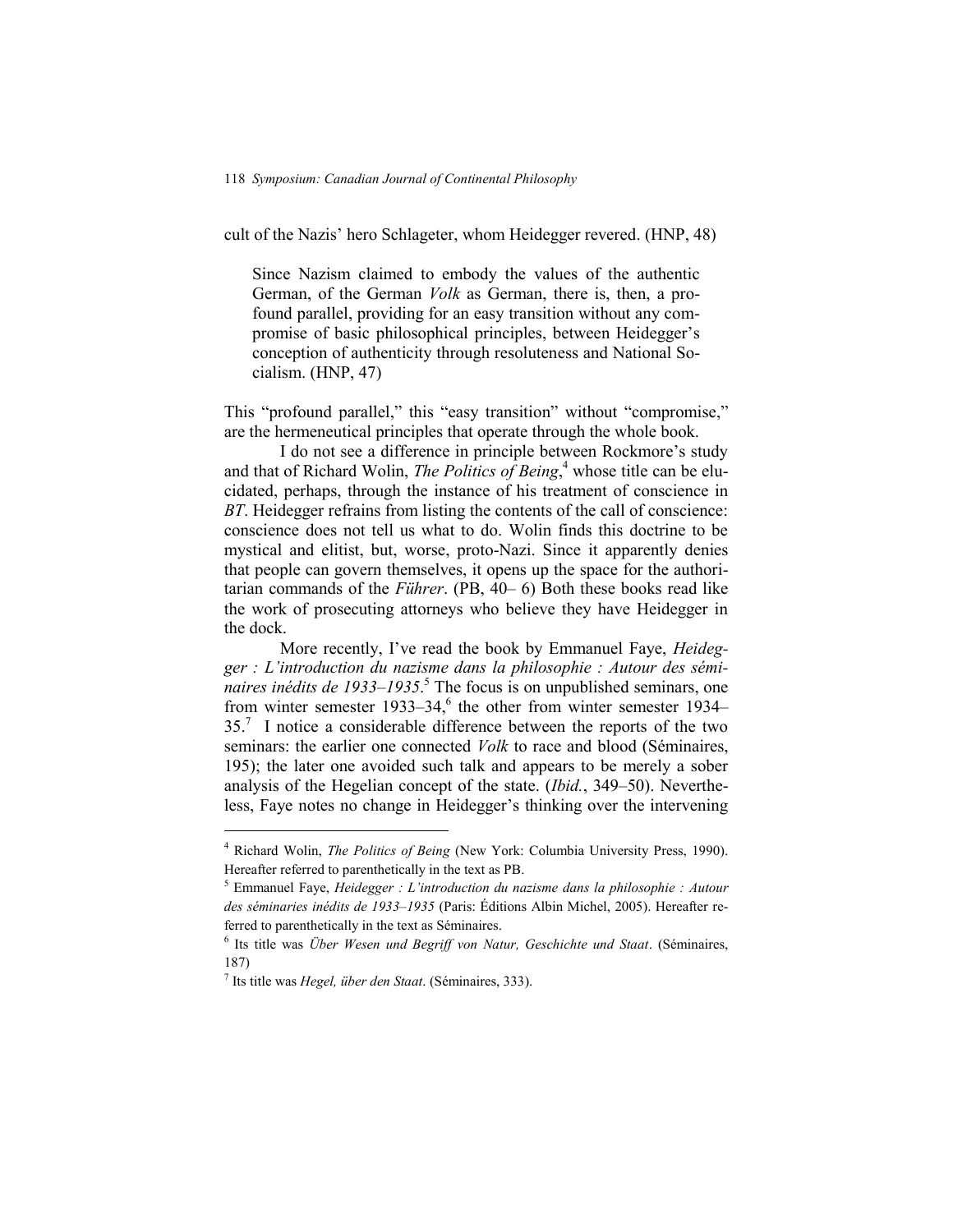cult of the Nazis' hero Schlageter, whom Heidegger revered. (HNP, 48)

> Since Nazism claimed to embody the values of the authentic German, of the German *Volk* as German, there is, then, a profound parallel, providing for an easy transition without any compromise of basic philosophical principles, between Heidegger's conception of authenticity through resoluteness and National Socialism. (HNP, 47)

This "profound parallel," this "easy transition" without "compromise," are the hermeneutical principles that operate through the whole book.

I do not see a difference in principle between Rockmore's study and that of Richard Wolin, *The Politics of Being*,[4] whose title can be elucidated, perhaps, through the instance of his treatment of conscience in *BT*. Heidegger refrains from listing the contents of the call of conscience: conscience does not tell us what to do. Wolin finds this doctrine to be mystical and elitist, but, worse, proto-Nazi. Since it apparently denies that people can govern themselves, it opens up the space for the authoritarian commands of the *Führer*. (PB, 40– 6) Both these books read like the work of prosecuting attorneys who believe they have Heidegger in the dock.

More recently, I've read the book by Emmanuel Faye, *Heidegger : L'introduction du nazisme dans la philosophie : Autour des séminaires inédits de 1933–1935*.[5] The focus is on unpublished seminars, one from winter semester 1933–34,[6] the other from winter semester 1934–35.[7] I notice a considerable difference between the reports of the two seminars: the earlier one connected *Volk* to race and blood (Séminaires, 195); the later one avoided such talk and appears to be merely a sober analysis of the Hegelian concept of the state. (*Ibid.*, 349–50). Nevertheless, Faye notes no change in Heidegger's thinking over the intervening

---

[4] Richard Wolin, *The Politics of Being* (New York: Columbia University Press, 1990). Hereafter referred to parenthetically in the text as PB.

[5] Emmanuel Faye, *Heidegger : L'introduction du nazisme dans la philosophie : Autour des séminaries inédits de 1933–1935* (Paris: Éditions Albin Michel, 2005). Hereafter referred to parenthetically in the text as Séminaires.

[6] Its title was *Über Wesen und Begriff von Natur, Geschichte und Staat*. (Séminaires, 187)

[7] Its title was *Hegel, über den Staat*. (Séminaires, 333).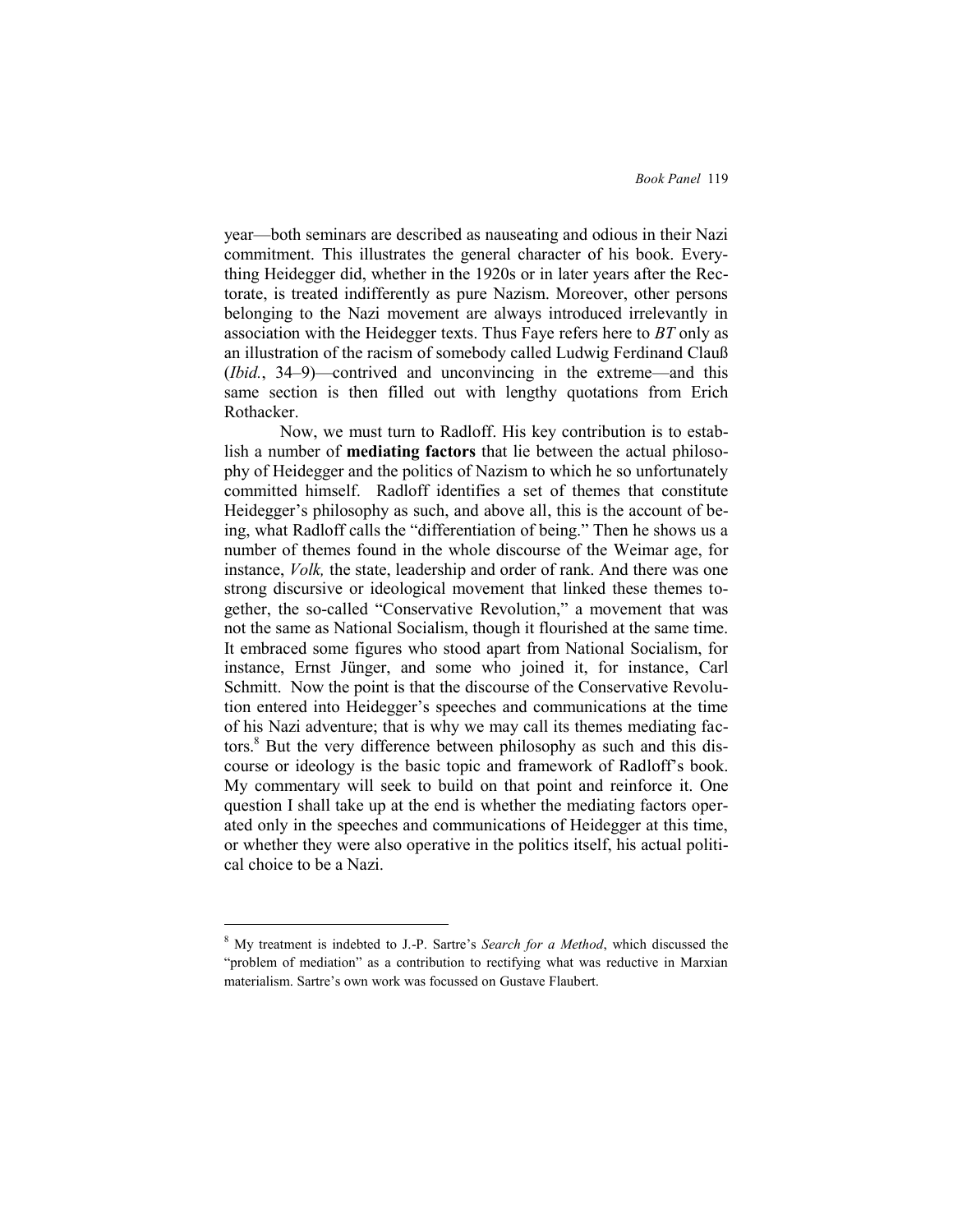year—both seminars are described as nauseating and odious in their Nazi commitment. This illustrates the general character of his book. Everything Heidegger did, whether in the 1920s or in later years after the Rectorate, is treated indifferently as pure Nazism. Moreover, other persons belonging to the Nazi movement are always introduced irrelevantly in association with the Heidegger texts. Thus Faye refers here to *BT* only as an illustration of the racism of somebody called Ludwig Ferdinand Clauß (*Ibid.*, 34–9)—contrived and unconvincing in the extreme—and this same section is then filled out with lengthy quotations from Erich Rothacker.

Now, we must turn to Radloff. His key contribution is to establish a number of **mediating factors** that lie between the actual philosophy of Heidegger and the politics of Nazism to which he so unfortunately committed himself. Radloff identifies a set of themes that constitute Heidegger's philosophy as such, and above all, this is the account of being, what Radloff calls the "differentiation of being." Then he shows us a number of themes found in the whole discourse of the Weimar age, for instance, *Volk,* the state, leadership and order of rank. And there was one strong discursive or ideological movement that linked these themes together, the so-called "Conservative Revolution," a movement that was not the same as National Socialism, though it flourished at the same time. It embraced some figures who stood apart from National Socialism, for instance, Ernst Jünger, and some who joined it, for instance, Carl Schmitt. Now the point is that the discourse of the Conservative Revolution entered into Heidegger's speeches and communications at the time of his Nazi adventure; that is why we may call its themes mediating factors.[8] But the very difference between philosophy as such and this discourse or ideology is the basic topic and framework of Radloff's book. My commentary will seek to build on that point and reinforce it. One question I shall take up at the end is whether the mediating factors operated only in the speeches and communications of Heidegger at this time, or whether they were also operative in the politics itself, his actual political choice to be a Nazi.

---

[8] My treatment is indebted to J.-P. Sartre's *Search for a Method*, which discussed the "problem of mediation" as a contribution to rectifying what was reductive in Marxian materialism. Sartre's own work was focussed on Gustave Flaubert.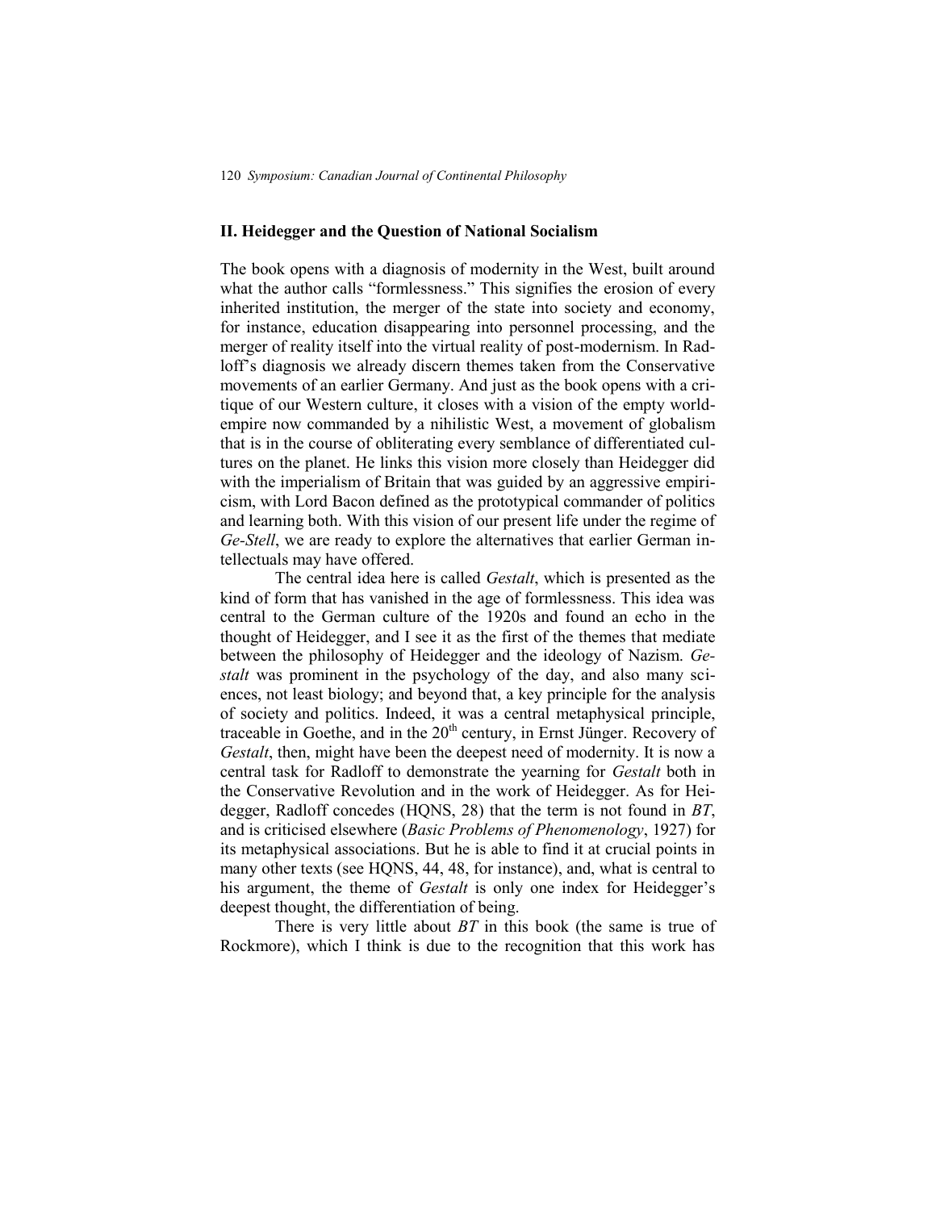## II. Heidegger and the Question of National Socialism

The book opens with a diagnosis of modernity in the West, built around what the author calls "formlessness." This signifies the erosion of every inherited institution, the merger of the state into society and economy, for instance, education disappearing into personnel processing, and the merger of reality itself into the virtual reality of post-modernism. In Radloff's diagnosis we already discern themes taken from the Conservative movements of an earlier Germany. And just as the book opens with a critique of our Western culture, it closes with a vision of the empty world-empire now commanded by a nihilistic West, a movement of globalism that is in the course of obliterating every semblance of differentiated cultures on the planet. He links this vision more closely than Heidegger did with the imperialism of Britain that was guided by an aggressive empiricism, with Lord Bacon defined as the prototypical commander of politics and learning both. With this vision of our present life under the regime of *Ge-Stell*, we are ready to explore the alternatives that earlier German intellectuals may have offered.

The central idea here is called *Gestalt*, which is presented as the kind of form that has vanished in the age of formlessness. This idea was central to the German culture of the 1920s and found an echo in the thought of Heidegger, and I see it as the first of the themes that mediate between the philosophy of Heidegger and the ideology of Nazism. *Gestalt* was prominent in the psychology of the day, and also many sciences, not least biology; and beyond that, a key principle for the analysis of society and politics. Indeed, it was a central metaphysical principle, traceable in Goethe, and in the 20th century, in Ernst Jünger. Recovery of *Gestalt*, then, might have been the deepest need of modernity. It is now a central task for Radloff to demonstrate the yearning for *Gestalt* both in the Conservative Revolution and in the work of Heidegger. As for Heidegger, Radloff concedes (HQNS, 28) that the term is not found in *BT*, and is criticised elsewhere (*Basic Problems of Phenomenology*, 1927) for its metaphysical associations. But he is able to find it at crucial points in many other texts (see HQNS, 44, 48, for instance), and, what is central to his argument, the theme of *Gestalt* is only one index for Heidegger's deepest thought, the differentiation of being.

There is very little about *BT* in this book (the same is true of Rockmore), which I think is due to the recognition that this work has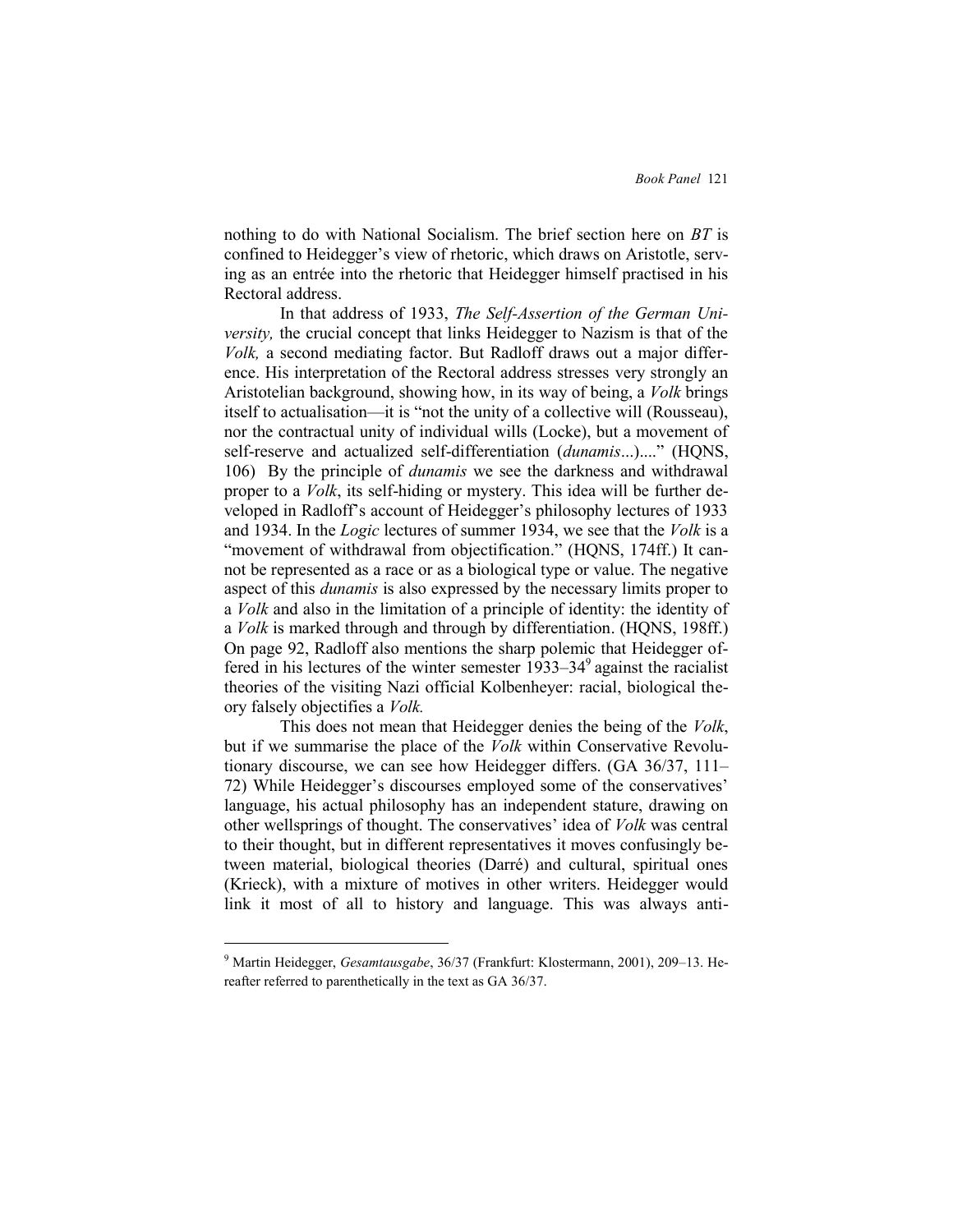nothing to do with National Socialism. The brief section here on *BT* is confined to Heidegger's view of rhetoric, which draws on Aristotle, serving as an entrée into the rhetoric that Heidegger himself practised in his Rectoral address.

In that address of 1933, *The Self-Assertion of the German University,* the crucial concept that links Heidegger to Nazism is that of the *Volk,* a second mediating factor. But Radloff draws out a major difference. His interpretation of the Rectoral address stresses very strongly an Aristotelian background, showing how, in its way of being, a *Volk* brings itself to actualisation—it is "not the unity of a collective will (Rousseau), nor the contractual unity of individual wills (Locke), but a movement of self-reserve and actualized self-differentiation (*dunamis*...)...." (HQNS, 106) By the principle of *dunamis* we see the darkness and withdrawal proper to a *Volk*, its self-hiding or mystery. This idea will be further developed in Radloff's account of Heidegger's philosophy lectures of 1933 and 1934. In the *Logic* lectures of summer 1934, we see that the *Volk* is a "movement of withdrawal from objectification." (HQNS, 174ff.) It cannot be represented as a race or as a biological type or value. The negative aspect of this *dunamis* is also expressed by the necessary limits proper to a *Volk* and also in the limitation of a principle of identity: the identity of a *Volk* is marked through and through by differentiation. (HQNS, 198ff.) On page 92, Radloff also mentions the sharp polemic that Heidegger offered in his lectures of the winter semester 1933–34[9] against the racialist theories of the visiting Nazi official Kolbenheyer: racial, biological theory falsely objectifies a *Volk.*

This does not mean that Heidegger denies the being of the *Volk*, but if we summarise the place of the *Volk* within Conservative Revolutionary discourse, we can see how Heidegger differs. (GA 36/37, 111–72) While Heidegger's discourses employed some of the conservatives' language, his actual philosophy has an independent stature, drawing on other wellsprings of thought. The conservatives' idea of *Volk* was central to their thought, but in different representatives it moves confusingly between material, biological theories (Darré) and cultural, spiritual ones (Krieck), with a mixture of motives in other writers. Heidegger would link it most of all to history and language. This was always anti-

---

[9] Martin Heidegger, *Gesamtausgabe*, 36/37 (Frankfurt: Klostermann, 2001), 209–13. Hereafter referred to parenthetically in the text as GA 36/37.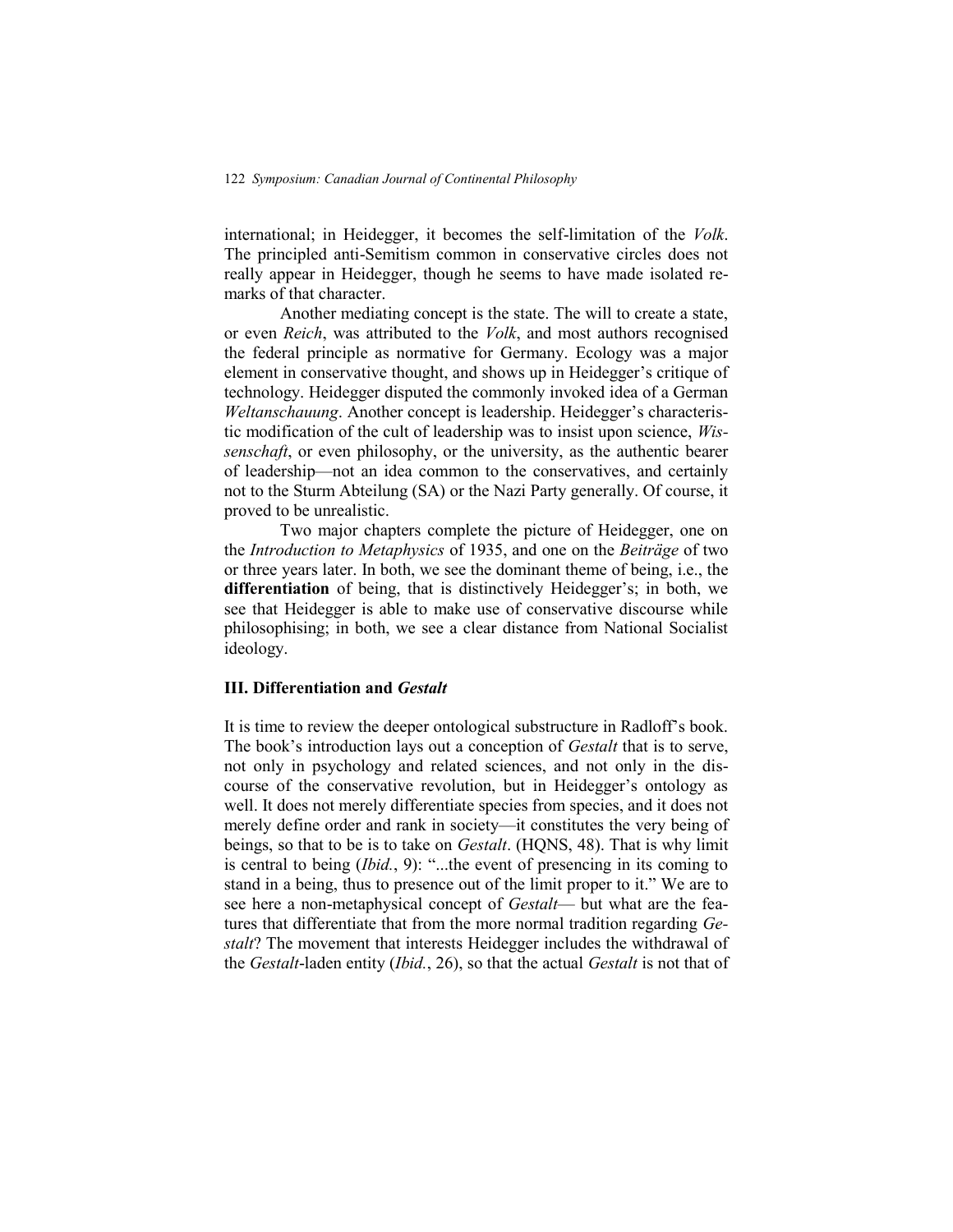international; in Heidegger, it becomes the self-limitation of the *Volk*. The principled anti-Semitism common in conservative circles does not really appear in Heidegger, though he seems to have made isolated remarks of that character.

Another mediating concept is the state. The will to create a state, or even *Reich*, was attributed to the *Volk*, and most authors recognised the federal principle as normative for Germany. Ecology was a major element in conservative thought, and shows up in Heidegger's critique of technology. Heidegger disputed the commonly invoked idea of a German *Weltanschauung*. Another concept is leadership. Heidegger's characteristic modification of the cult of leadership was to insist upon science, *Wissenschaft*, or even philosophy, or the university, as the authentic bearer of leadership—not an idea common to the conservatives, and certainly not to the Sturm Abteilung (SA) or the Nazi Party generally. Of course, it proved to be unrealistic.

Two major chapters complete the picture of Heidegger, one on the *Introduction to Metaphysics* of 1935, and one on the *Beiträge* of two or three years later. In both, we see the dominant theme of being, i.e., the **differentiation** of being, that is distinctively Heidegger's; in both, we see that Heidegger is able to make use of conservative discourse while philosophising; in both, we see a clear distance from National Socialist ideology.

### III. Differentiation and *Gestalt*

It is time to review the deeper ontological substructure in Radloff's book. The book's introduction lays out a conception of *Gestalt* that is to serve, not only in psychology and related sciences, and not only in the discourse of the conservative revolution, but in Heidegger's ontology as well. It does not merely differentiate species from species, and it does not merely define order and rank in society—it constitutes the very being of beings, so that to be is to take on *Gestalt*. (HQNS, 48). That is why limit is central to being (*Ibid.*, 9): "...the event of presencing in its coming to stand in a being, thus to presence out of the limit proper to it." We are to see here a non-metaphysical concept of *Gestalt*— but what are the features that differentiate that from the more normal tradition regarding *Gestalt*? The movement that interests Heidegger includes the withdrawal of the *Gestalt*-laden entity (*Ibid.*, 26), so that the actual *Gestalt* is not that of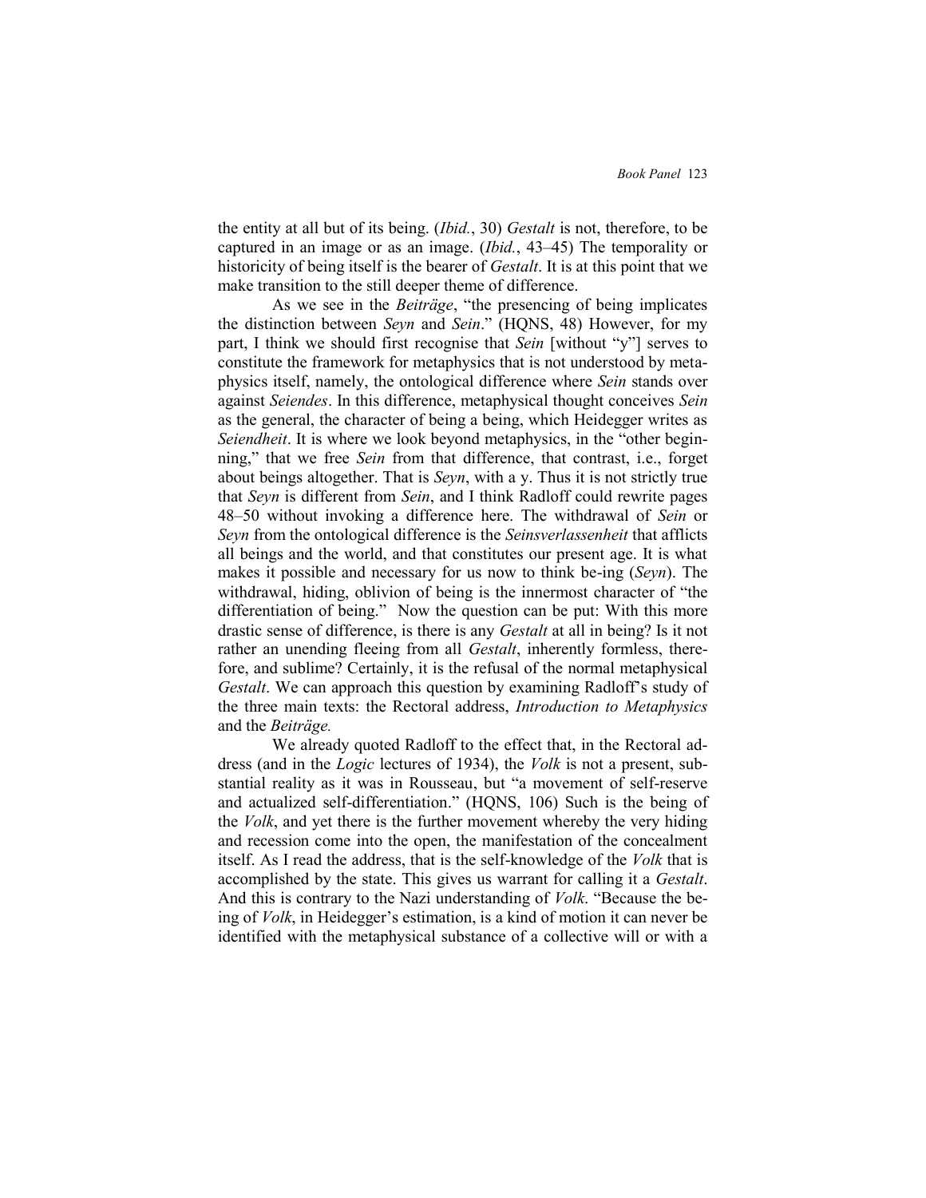the entity at all but of its being. (*Ibid.*, 30) *Gestalt* is not, therefore, to be captured in an image or as an image. (*Ibid.*, 43–45) The temporality or historicity of being itself is the bearer of *Gestalt*. It is at this point that we make transition to the still deeper theme of difference.

As we see in the *Beiträge*, "the presencing of being implicates the distinction between *Seyn* and *Sein*." (HQNS, 48) However, for my part, I think we should first recognise that *Sein* [without "y"] serves to constitute the framework for metaphysics that is not understood by metaphysics itself, namely, the ontological difference where *Sein* stands over against *Seiendes*. In this difference, metaphysical thought conceives *Sein* as the general, the character of being a being, which Heidegger writes as *Seiendheit*. It is where we look beyond metaphysics, in the "other beginning," that we free *Sein* from that difference, that contrast, i.e., forget about beings altogether. That is *Seyn*, with a y. Thus it is not strictly true that *Seyn* is different from *Sein*, and I think Radloff could rewrite pages 48–50 without invoking a difference here. The withdrawal of *Sein* or *Seyn* from the ontological difference is the *Seinsverlassenheit* that afflicts all beings and the world, and that constitutes our present age. It is what makes it possible and necessary for us now to think be-ing (*Seyn*). The withdrawal, hiding, oblivion of being is the innermost character of "the differentiation of being." Now the question can be put: With this more drastic sense of difference, is there is any *Gestalt* at all in being? Is it not rather an unending fleeing from all *Gestalt*, inherently formless, therefore, and sublime? Certainly, it is the refusal of the normal metaphysical *Gestalt*. We can approach this question by examining Radloff's study of the three main texts: the Rectoral address, *Introduction to Metaphysics* and the *Beiträge.*

We already quoted Radloff to the effect that, in the Rectoral address (and in the *Logic* lectures of 1934), the *Volk* is not a present, substantial reality as it was in Rousseau, but "a movement of self-reserve and actualized self-differentiation." (HQNS, 106) Such is the being of the *Volk*, and yet there is the further movement whereby the very hiding and recession come into the open, the manifestation of the concealment itself. As I read the address, that is the self-knowledge of the *Volk* that is accomplished by the state. This gives us warrant for calling it a *Gestalt*. And this is contrary to the Nazi understanding of *Volk*. "Because the being of *Volk*, in Heidegger's estimation, is a kind of motion it can never be identified with the metaphysical substance of a collective will or with a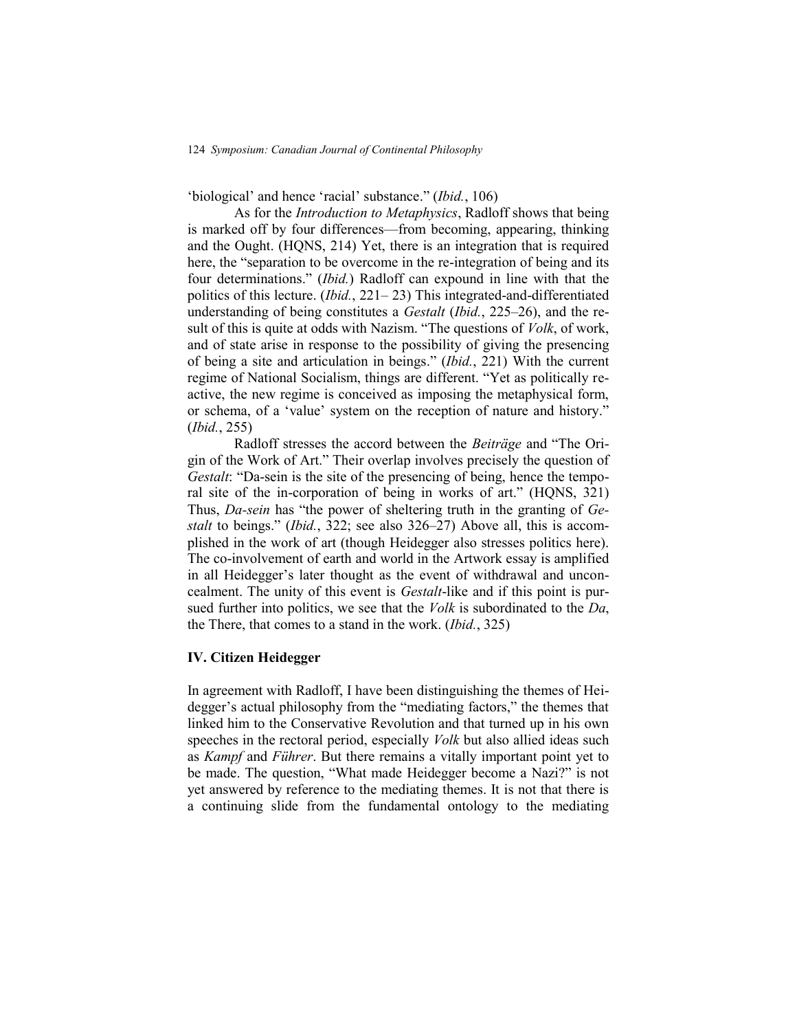'biological' and hence 'racial' substance." (*Ibid.*, 106)

As for the *Introduction to Metaphysics*, Radloff shows that being is marked off by four differences—from becoming, appearing, thinking and the Ought. (HQNS, 214) Yet, there is an integration that is required here, the "separation to be overcome in the re-integration of being and its four determinations." (*Ibid.*) Radloff can expound in line with that the politics of this lecture. (*Ibid.*, 221– 23) This integrated-and-differentiated understanding of being constitutes a *Gestalt* (*Ibid.*, 225–26), and the result of this is quite at odds with Nazism. "The questions of *Volk*, of work, and of state arise in response to the possibility of giving the presencing of being a site and articulation in beings." (*Ibid.*, 221) With the current regime of National Socialism, things are different. "Yet as politically reactive, the new regime is conceived as imposing the metaphysical form, or schema, of a 'value' system on the reception of nature and history." (*Ibid.*, 255)

Radloff stresses the accord between the *Beiträge* and "The Origin of the Work of Art." Their overlap involves precisely the question of *Gestalt*: "Da-sein is the site of the presencing of being, hence the temporal site of the in-corporation of being in works of art." (HQNS, 321) Thus, *Da-sein* has "the power of sheltering truth in the granting of *Gestalt* to beings." (*Ibid.*, 322; see also 326–27) Above all, this is accomplished in the work of art (though Heidegger also stresses politics here). The co-involvement of earth and world in the Artwork essay is amplified in all Heidegger's later thought as the event of withdrawal and unconcealment. The unity of this event is *Gestalt*-like and if this point is pursued further into politics, we see that the *Volk* is subordinated to the *Da*, the There, that comes to a stand in the work. (*Ibid.*, 325)

## IV. Citizen Heidegger

In agreement with Radloff, I have been distinguishing the themes of Heidegger's actual philosophy from the "mediating factors," the themes that linked him to the Conservative Revolution and that turned up in his own speeches in the rectoral period, especially *Volk* but also allied ideas such as *Kampf* and *Führer*. But there remains a vitally important point yet to be made. The question, "What made Heidegger become a Nazi?" is not yet answered by reference to the mediating themes. It is not that there is a continuing slide from the fundamental ontology to the mediating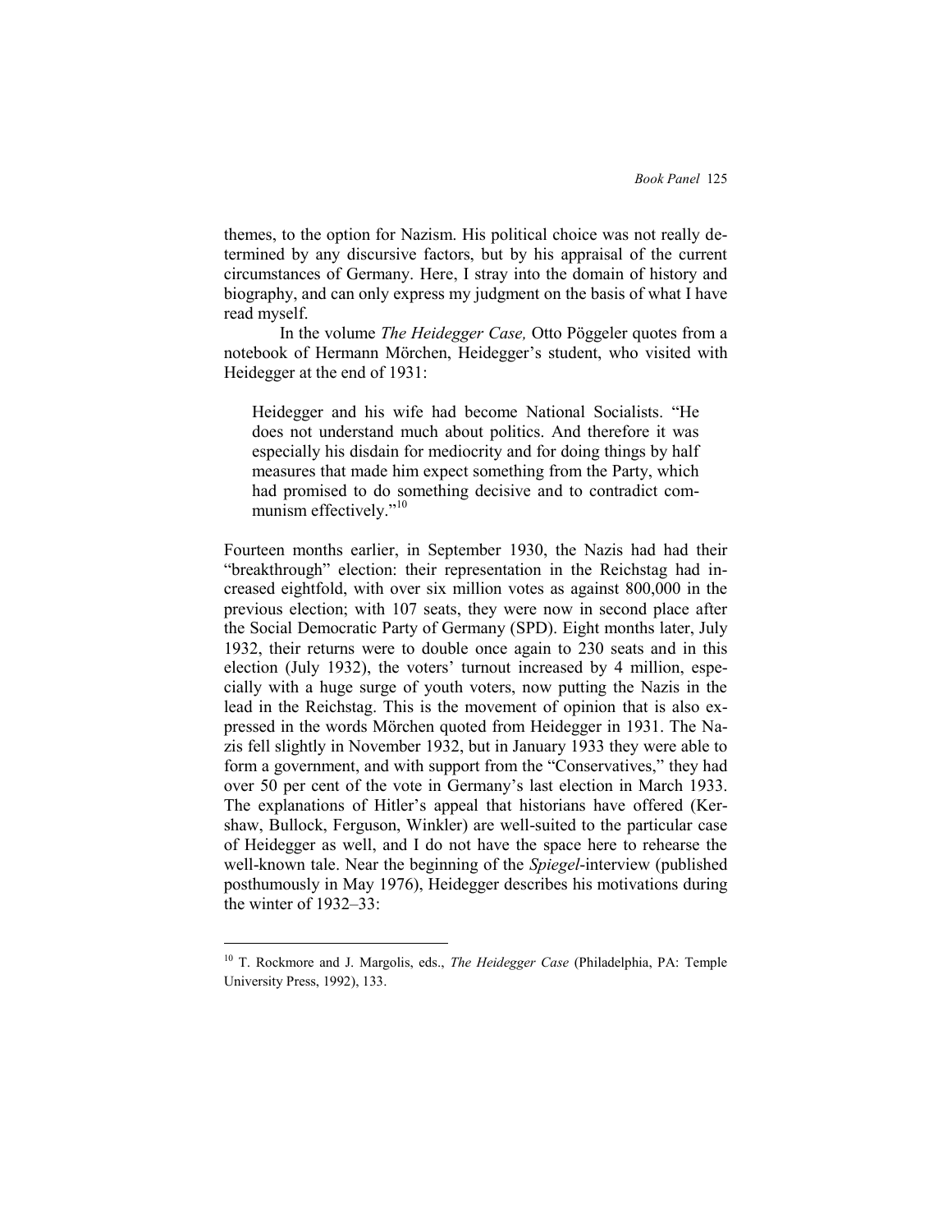themes, to the option for Nazism. His political choice was not really determined by any discursive factors, but by his appraisal of the current circumstances of Germany. Here, I stray into the domain of history and biography, and can only express my judgment on the basis of what I have read myself.

In the volume *The Heidegger Case,* Otto Pöggeler quotes from a notebook of Hermann Mörchen, Heidegger's student, who visited with Heidegger at the end of 1931:

> Heidegger and his wife had become National Socialists. "He does not understand much about politics. And therefore it was especially his disdain for mediocrity and for doing things by half measures that made him expect something from the Party, which had promised to do something decisive and to contradict communism effectively."[10]

Fourteen months earlier, in September 1930, the Nazis had had their "breakthrough" election: their representation in the Reichstag had increased eightfold, with over six million votes as against 800,000 in the previous election; with 107 seats, they were now in second place after the Social Democratic Party of Germany (SPD). Eight months later, July 1932, their returns were to double once again to 230 seats and in this election (July 1932), the voters' turnout increased by 4 million, especially with a huge surge of youth voters, now putting the Nazis in the lead in the Reichstag. This is the movement of opinion that is also expressed in the words Mörchen quoted from Heidegger in 1931. The Nazis fell slightly in November 1932, but in January 1933 they were able to form a government, and with support from the "Conservatives," they had over 50 per cent of the vote in Germany's last election in March 1933. The explanations of Hitler's appeal that historians have offered (Kershaw, Bullock, Ferguson, Winkler) are well-suited to the particular case of Heidegger as well, and I do not have the space here to rehearse the well-known tale. Near the beginning of the *Spiegel*-interview (published posthumously in May 1976), Heidegger describes his motivations during the winter of 1932–33:

---

[10] T. Rockmore and J. Margolis, eds., *The Heidegger Case* (Philadelphia, PA: Temple University Press, 1992), 133.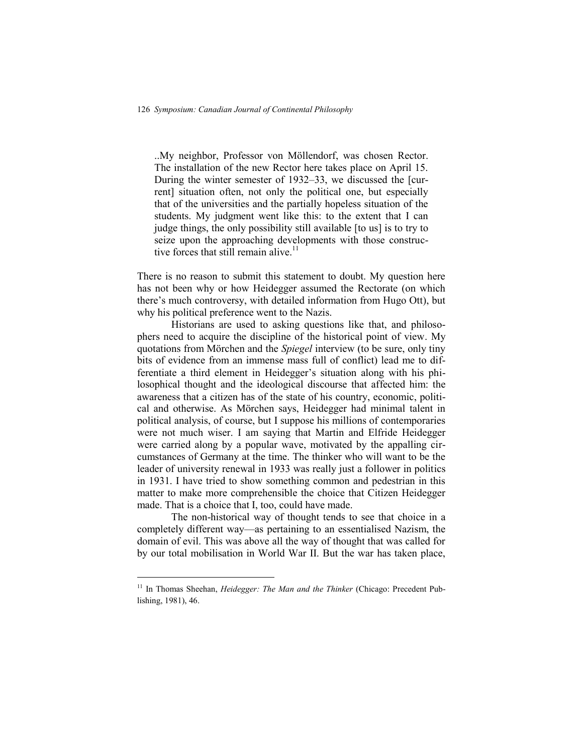> ..My neighbor, Professor von Möllendorf, was chosen Rector. The installation of the new Rector here takes place on April 15. During the winter semester of 1932–33, we discussed the [current] situation often, not only the political one, but especially that of the universities and the partially hopeless situation of the students. My judgment went like this: to the extent that I can judge things, the only possibility still available [to us] is to try to seize upon the approaching developments with those constructive forces that still remain alive.[11]

There is no reason to submit this statement to doubt. My question here has not been why or how Heidegger assumed the Rectorate (on which there's much controversy, with detailed information from Hugo Ott), but why his political preference went to the Nazis.

Historians are used to asking questions like that, and philosophers need to acquire the discipline of the historical point of view. My quotations from Mörchen and the *Spiegel* interview (to be sure, only tiny bits of evidence from an immense mass full of conflict) lead me to differentiate a third element in Heidegger's situation along with his philosophical thought and the ideological discourse that affected him: the awareness that a citizen has of the state of his country, economic, political and otherwise. As Mörchen says, Heidegger had minimal talent in political analysis, of course, but I suppose his millions of contemporaries were not much wiser. I am saying that Martin and Elfride Heidegger were carried along by a popular wave, motivated by the appalling circumstances of Germany at the time. The thinker who will want to be the leader of university renewal in 1933 was really just a follower in politics in 1931. I have tried to show something common and pedestrian in this matter to make more comprehensible the choice that Citizen Heidegger made. That is a choice that I, too, could have made.

The non-historical way of thought tends to see that choice in a completely different way—as pertaining to an essentialised Nazism, the domain of evil. This was above all the way of thought that was called for by our total mobilisation in World War II. But the war has taken place,

---

[11] In Thomas Sheehan, *Heidegger: The Man and the Thinker* (Chicago: Precedent Publishing, 1981), 46.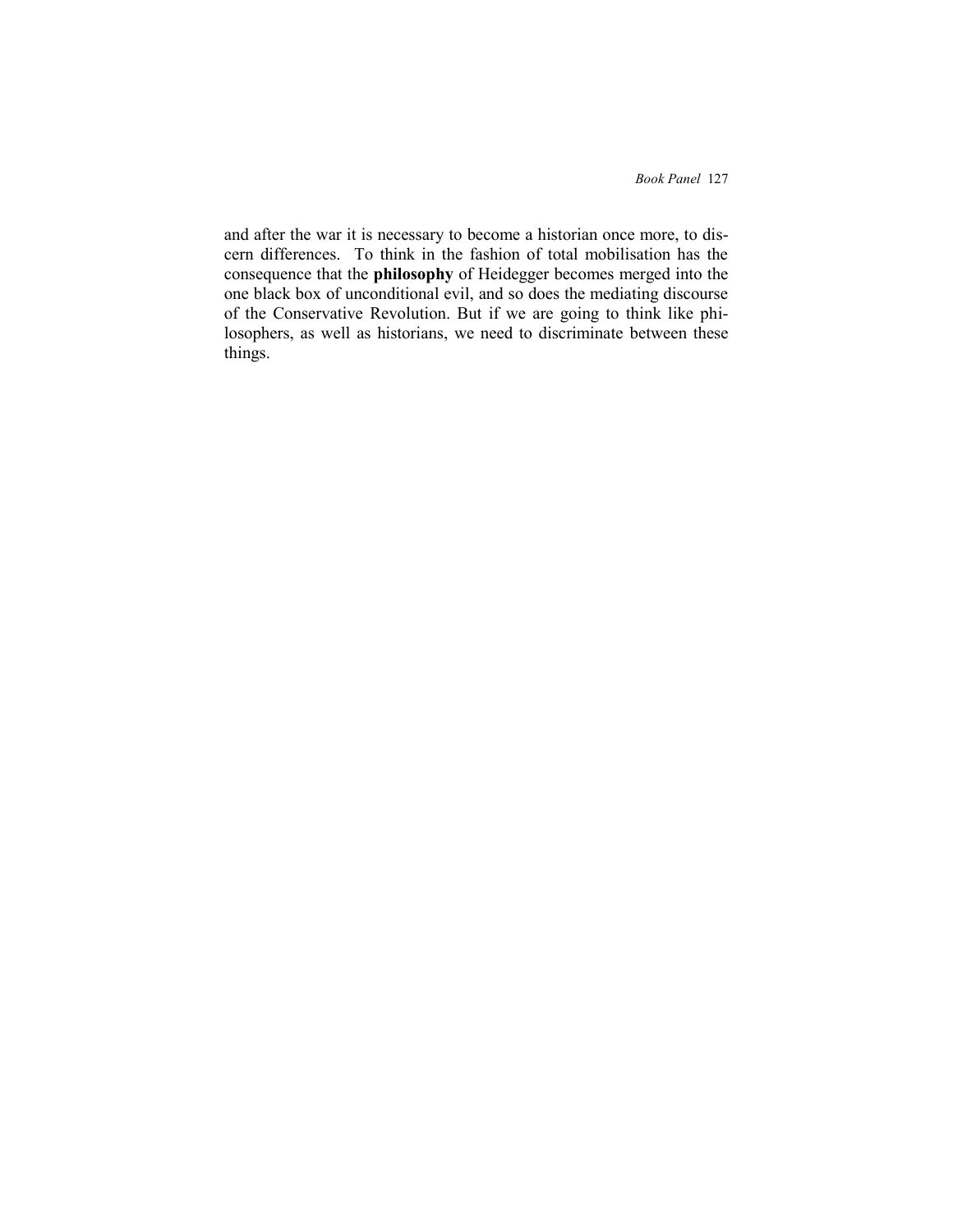and after the war it is necessary to become a historian once more, to discern differences. To think in the fashion of total mobilisation has the consequence that the **philosophy** of Heidegger becomes merged into the one black box of unconditional evil, and so does the mediating discourse of the Conservative Revolution. But if we are going to think like philosophers, as well as historians, we need to discriminate between these things.